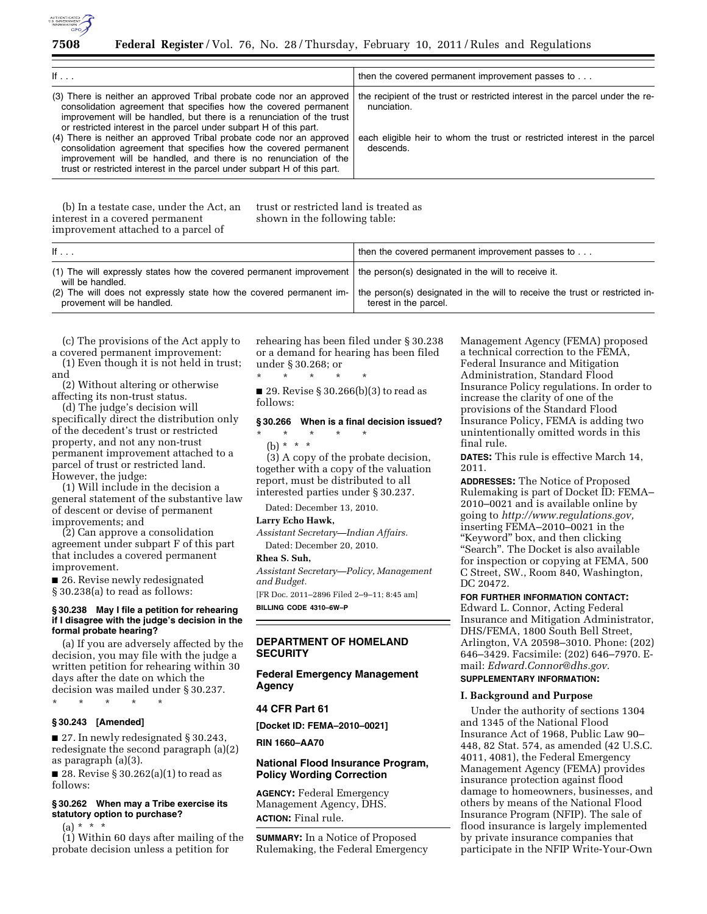| If . . . | then the covered permanent improvement passes to . . . |
| --- | --- |
| (3) There is neither an approved Tribal probate code nor an approved consolidation agreement that specifies how the covered permanent improvement will be handled, but there is a renunciation of the trust or restricted interest in the parcel under subpart H of this part. | the recipient of the trust or restricted interest in the parcel under the renunciation. |
| (4) There is neither an approved Tribal probate code nor an approved consolidation agreement that specifies how the covered permanent improvement will be handled, and there is no renunciation of the trust or restricted interest in the parcel under subpart H of this part. | each eligible heir to whom the trust or restricted interest in the parcel descends. |

(b) In a testate case, under the Act, an interest in a covered permanent improvement attached to a parcel of trust or restricted land is treated as shown in the following table:

| If . . . | then the covered permanent improvement passes to . . . |
| --- | --- |
| (1) The will expressly states how the covered permanent improvement will be handled. | the person(s) designated in the will to receive it. |
| (2) The will does not expressly state how the covered permanent improvement will be handled. | the person(s) designated in the will to receive the trust or restricted interest in the parcel. |

(c) The provisions of the Act apply to a covered permanent improvement:

(1) Even though it is not held in trust; and

(2) Without altering or otherwise affecting its non-trust status.

(d) The judge's decision will specifically direct the distribution only of the decedent's trust or restricted property, and not any non-trust permanent improvement attached to a parcel of trust or restricted land. However, the judge:

(1) Will include in the decision a general statement of the substantive law of descent or devise of permanent improvements; and

(2) Can approve a consolidation agreement under subpart F of this part that includes a covered permanent improvement.

■ 26. Revise newly redesignated § 30.238(a) to read as follows:

#### § 30.238 May I file a petition for rehearing if I disagree with the judge's decision in the formal probate hearing?

(a) If you are adversely affected by the decision, you may file with the judge a written petition for rehearing within 30 days after the date on which the decision was mailed under § 30.237.

\* \* \* \* \*

#### § 30.243 [Amended]

■ 27. In newly redesignated § 30.243, redesignate the second paragraph (a)(2) as paragraph (a)(3).

■ 28. Revise § 30.262(a)(1) to read as follows:

#### § 30.262 When may a Tribe exercise its statutory option to purchase?

(a) \* \* \*

(1) Within 60 days after mailing of the probate decision unless a petition for rehearing has been filed under § 30.238 or a demand for hearing has been filed under § 30.268; or

\* \* \* \* \*

■ 29. Revise § 30.266(b)(3) to read as follows:

#### § 30.266 When is a final decision issued?

\* \* \* \* \*

(b) \* \* \*

(3) A copy of the probate decision, together with a copy of the valuation report, must be distributed to all interested parties under § 30.237.

Dated: December 13, 2010.

**Larry Echo Hawk,**

*Assistant Secretary—Indian Affairs.*

Dated: December 20, 2010.

**Rhea S. Suh,**

*Assistant Secretary—Policy, Management and Budget.*

[FR Doc. 2011–2896 Filed 2–9–11; 8:45 am]

**BILLING CODE 4310–6W–P**

## DEPARTMENT OF HOMELAND SECURITY

### Federal Emergency Management Agency

### 44 CFR Part 61

**[Docket ID: FEMA–2010–0021]**

**RIN 1660–AA70**

### National Flood Insurance Program, Policy Wording Correction

**AGENCY:** Federal Emergency Management Agency, DHS.

**ACTION:** Final rule.

**SUMMARY:** In a Notice of Proposed Rulemaking, the Federal Emergency Management Agency (FEMA) proposed a technical correction to the FEMA, Federal Insurance and Mitigation Administration, Standard Flood Insurance Policy regulations. In order to increase the clarity of one of the provisions of the Standard Flood Insurance Policy, FEMA is adding two unintentionally omitted words in this final rule.

**DATES:** This rule is effective March 14, 2011.

**ADDRESSES:** The Notice of Proposed Rulemaking is part of Docket ID: FEMA–2010–0021 and is available online by going to *http://www.regulations.gov,* inserting FEMA–2010–0021 in the "Keyword" box, and then clicking "Search". The Docket is also available for inspection or copying at FEMA, 500 C Street, SW., Room 840, Washington, DC 20472.

**FOR FURTHER INFORMATION CONTACT:** Edward L. Connor, Acting Federal Insurance and Mitigation Administrator, DHS/FEMA, 1800 South Bell Street, Arlington, VA 20598–3010. Phone: (202) 646–3429. Facsimile: (202) 646–7970. E-mail: *Edward.Connor@dhs.gov.*

**SUPPLEMENTARY INFORMATION:**

#### I. Background and Purpose

Under the authority of sections 1304 and 1345 of the National Flood Insurance Act of 1968, Public Law 90–448, 82 Stat. 574, as amended (42 U.S.C. 4011, 4081), the Federal Emergency Management Agency (FEMA) provides insurance protection against flood damage to homeowners, businesses, and others by means of the National Flood Insurance Program (NFIP). The sale of flood insurance is largely implemented by private insurance companies that participate in the NFIP Write-Your-Own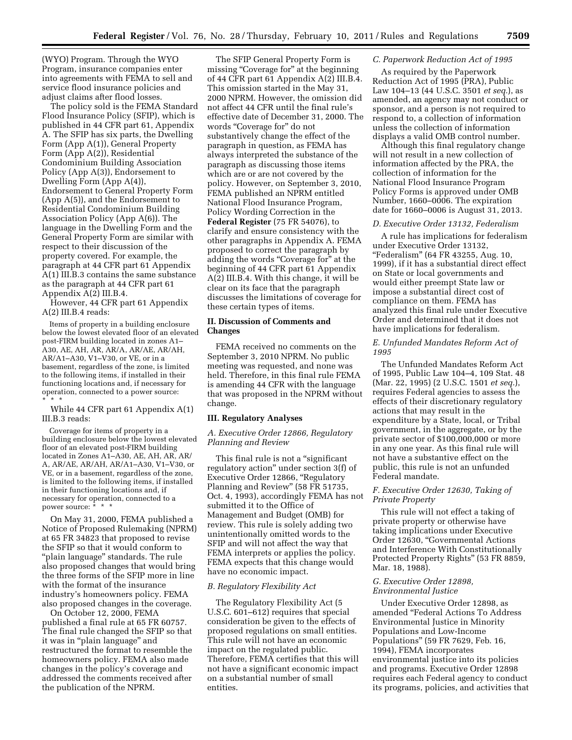(WYO) Program. Through the WYO Program, insurance companies enter into agreements with FEMA to sell and service flood insurance policies and adjust claims after flood losses.

The policy sold is the FEMA Standard Flood Insurance Policy (SFIP), which is published in 44 CFR part 61, Appendix A. The SFIP has six parts, the Dwelling Form (App A(1)), General Property Form (App A(2)), Residential Condominium Building Association Policy (App A(3)), Endorsement to Dwelling Form (App A(4)), Endorsement to General Property Form (App A(5)), and the Endorsement to Residential Condominium Building Association Policy (App A(6)). The language in the Dwelling Form and the General Property Form are similar with respect to their discussion of the property covered. For example, the paragraph at 44 CFR part 61 Appendix A(1) III.B.3 contains the same substance as the paragraph at 44 CFR part 61 Appendix A(2) III.B.4.

However, 44 CFR part 61 Appendix A(2) III.B.4 reads:

> Items of property in a building enclosure below the lowest elevated floor of an elevated post-FIRM building located in zones A1–A30, AE, AH, AR, AR/A, AR/AE, AR/AH, AR/A1–A30, V1–V30, or VE, or in a basement, regardless of the zone, is limited to the following items, if installed in their functioning locations and, if necessary for operation, connected to a power source: * * *

While 44 CFR part 61 Appendix A(1) III.B.3 reads:

> Coverage for items of property in a building enclosure below the lowest elevated floor of an elevated post-FIRM building located in Zones A1–A30, AE, AH, AR, AR/A, AR/AE, AR/AH, AR/A1–A30, V1–V30, or VE, or in a basement, regardless of the zone, is limited to the following items, if installed in their functioning locations and, if necessary for operation, connected to a power source: * * *

On May 31, 2000, FEMA published a Notice of Proposed Rulemaking (NPRM) at 65 FR 34823 that proposed to revise the SFIP so that it would conform to "plain language" standards. The rule also proposed changes that would bring the three forms of the SFIP more in line with the format of the insurance industry's homeowners policy. FEMA also proposed changes in the coverage.

On October 12, 2000, FEMA published a final rule at 65 FR 60757. The final rule changed the SFIP so that it was in "plain language" and restructured the format to resemble the homeowners policy. FEMA also made changes in the policy's coverage and addressed the comments received after the publication of the NPRM.

The SFIP General Property Form is missing "Coverage for" at the beginning of 44 CFR part 61 Appendix A(2) III.B.4. This omission started in the May 31, 2000 NPRM. However, the omission did not affect 44 CFR until the final rule's effective date of December 31, 2000. The words "Coverage for" do not substantively change the effect of the paragraph in question, as FEMA has always interpreted the substance of the paragraph as discussing those items which are or are not covered by the policy. However, on September 3, 2010, FEMA published an NPRM entitled National Flood Insurance Program, Policy Wording Correction in the **Federal Register** (75 FR 54076), to clarify and ensure consistency with the other paragraphs in Appendix A. FEMA proposed to correct the paragraph by adding the words "Coverage for" at the beginning of 44 CFR part 61 Appendix A(2) III.B.4. With this change, it will be clear on its face that the paragraph discusses the limitations of coverage for these certain types of items.

## II. Discussion of Comments and Changes

FEMA received no comments on the September 3, 2010 NPRM. No public meeting was requested, and none was held. Therefore, in this final rule FEMA is amending 44 CFR with the language that was proposed in the NPRM without change.

## III. Regulatory Analyses

### *A. Executive Order 12866, Regulatory Planning and Review*

This final rule is not a "significant regulatory action" under section 3(f) of Executive Order 12866, "Regulatory Planning and Review" (58 FR 51735, Oct. 4, 1993), accordingly FEMA has not submitted it to the Office of Management and Budget (OMB) for review. This rule is solely adding two unintentionally omitted words to the SFIP and will not affect the way that FEMA interprets or applies the policy. FEMA expects that this change would have no economic impact.

### *B. Regulatory Flexibility Act*

The Regulatory Flexibility Act (5 U.S.C. 601–612) requires that special consideration be given to the effects of proposed regulations on small entities. This rule will not have an economic impact on the regulated public. Therefore, FEMA certifies that this will not have a significant economic impact on a substantial number of small entities.

### *C. Paperwork Reduction Act of 1995*

As required by the Paperwork Reduction Act of 1995 (PRA), Public Law 104–13 (44 U.S.C. 3501 *et seq.*), as amended, an agency may not conduct or sponsor, and a person is not required to respond to, a collection of information unless the collection of information displays a valid OMB control number.

Although this final regulatory change will not result in a new collection of information affected by the PRA, the collection of information for the National Flood Insurance Program Policy Forms is approved under OMB Number, 1660–0006. The expiration date for 1660–0006 is August 31, 2013.

### *D. Executive Order 13132, Federalism*

A rule has implications for federalism under Executive Order 13132, "Federalism" (64 FR 43255, Aug. 10, 1999), if it has a substantial direct effect on State or local governments and would either preempt State law or impose a substantial direct cost of compliance on them. FEMA has analyzed this final rule under Executive Order and determined that it does not have implications for federalism.

### *E. Unfunded Mandates Reform Act of 1995*

The Unfunded Mandates Reform Act of 1995, Public Law 104–4, 109 Stat. 48 (Mar. 22, 1995) (2 U.S.C. 1501 *et seq.*), requires Federal agencies to assess the effects of their discretionary regulatory actions that may result in the expenditure by a State, local, or Tribal government, in the aggregate, or by the private sector of $100,000,000 or more in any one year. As this final rule will not have a substantive effect on the public, this rule is not an unfunded Federal mandate.

### *F. Executive Order 12630, Taking of Private Property*

This rule will not effect a taking of private property or otherwise have taking implications under Executive Order 12630, "Governmental Actions and Interference With Constitutionally Protected Property Rights" (53 FR 8859, Mar. 18, 1988).

### *G. Executive Order 12898, Environmental Justice*

Under Executive Order 12898, as amended "Federal Actions To Address Environmental Justice in Minority Populations and Low-Income Populations" (59 FR 7629, Feb. 16, 1994), FEMA incorporates environmental justice into its policies and programs. Executive Order 12898 requires each Federal agency to conduct its programs, policies, and activities that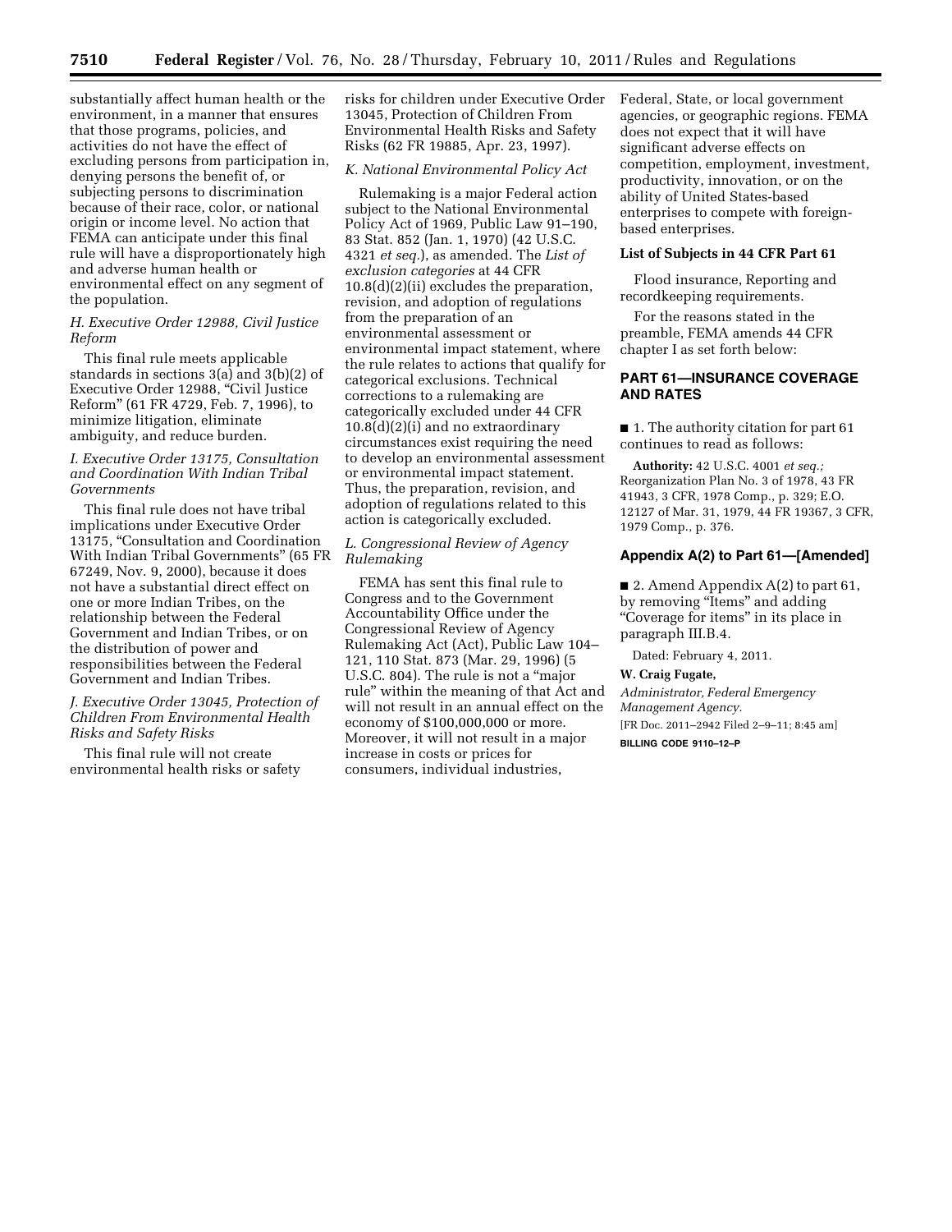substantially affect human health or the environment, in a manner that ensures that those programs, policies, and activities do not have the effect of excluding persons from participation in, denying persons the benefit of, or subjecting persons to discrimination because of their race, color, or national origin or income level. No action that FEMA can anticipate under this final rule will have a disproportionately high and adverse human health or environmental effect on any segment of the population.

### *H. Executive Order 12988, Civil Justice Reform*

This final rule meets applicable standards in sections 3(a) and 3(b)(2) of Executive Order 12988, "Civil Justice Reform" (61 FR 4729, Feb. 7, 1996), to minimize litigation, eliminate ambiguity, and reduce burden.

### *I. Executive Order 13175, Consultation and Coordination With Indian Tribal Governments*

This final rule does not have tribal implications under Executive Order 13175, "Consultation and Coordination With Indian Tribal Governments" (65 FR 67249, Nov. 9, 2000), because it does not have a substantial direct effect on one or more Indian Tribes, on the relationship between the Federal Government and Indian Tribes, or on the distribution of power and responsibilities between the Federal Government and Indian Tribes.

### *J. Executive Order 13045, Protection of Children From Environmental Health Risks and Safety Risks*

This final rule will not create environmental health risks or safety risks for children under Executive Order 13045, Protection of Children From Environmental Health Risks and Safety Risks (62 FR 19885, Apr. 23, 1997).

### *K. National Environmental Policy Act*

Rulemaking is a major Federal action subject to the National Environmental Policy Act of 1969, Public Law 91–190, 83 Stat. 852 (Jan. 1, 1970) (42 U.S.C. 4321 *et seq.*), as amended. The *List of exclusion categories* at 44 CFR 10.8(d)(2)(ii) excludes the preparation, revision, and adoption of regulations from the preparation of an environmental assessment or environmental impact statement, where the rule relates to actions that qualify for categorical exclusions. Technical corrections to a rulemaking are categorically excluded under 44 CFR 10.8(d)(2)(i) and no extraordinary circumstances exist requiring the need to develop an environmental assessment or environmental impact statement. Thus, the preparation, revision, and adoption of regulations related to this action is categorically excluded.

### *L. Congressional Review of Agency Rulemaking*

FEMA has sent this final rule to Congress and to the Government Accountability Office under the Congressional Review of Agency Rulemaking Act (Act), Public Law 104–121, 110 Stat. 873 (Mar. 29, 1996) (5 U.S.C. 804). The rule is not a "major rule" within the meaning of that Act and will not result in an annual effect on the economy of $100,000,000 or more. Moreover, it will not result in a major increase in costs or prices for consumers, individual industries, Federal, State, or local government agencies, or geographic regions. FEMA does not expect that it will have significant adverse effects on competition, employment, investment, productivity, innovation, or on the ability of United States-based enterprises to compete with foreign-based enterprises.

## List of Subjects in 44 CFR Part 61

Flood insurance, Reporting and recordkeeping requirements.

For the reasons stated in the preamble, FEMA amends 44 CFR chapter I as set forth below:

## PART 61—INSURANCE COVERAGE AND RATES

■ 1. The authority citation for part 61 continues to read as follows:

**Authority:** 42 U.S.C. 4001 *et seq.;* Reorganization Plan No. 3 of 1978, 43 FR 41943, 3 CFR, 1978 Comp., p. 329; E.O. 12127 of Mar. 31, 1979, 44 FR 19367, 3 CFR, 1979 Comp., p. 376.

## Appendix A(2) to Part 61—[Amended]

■ 2. Amend Appendix A(2) to part 61, by removing "Items" and adding "Coverage for items" in its place in paragraph III.B.4.

Dated: February 4, 2011.

**W. Craig Fugate,**

*Administrator, Federal Emergency Management Agency.*

[FR Doc. 2011–2942 Filed 2–9–11; 8:45 am]

**BILLING CODE 9110–12–P**